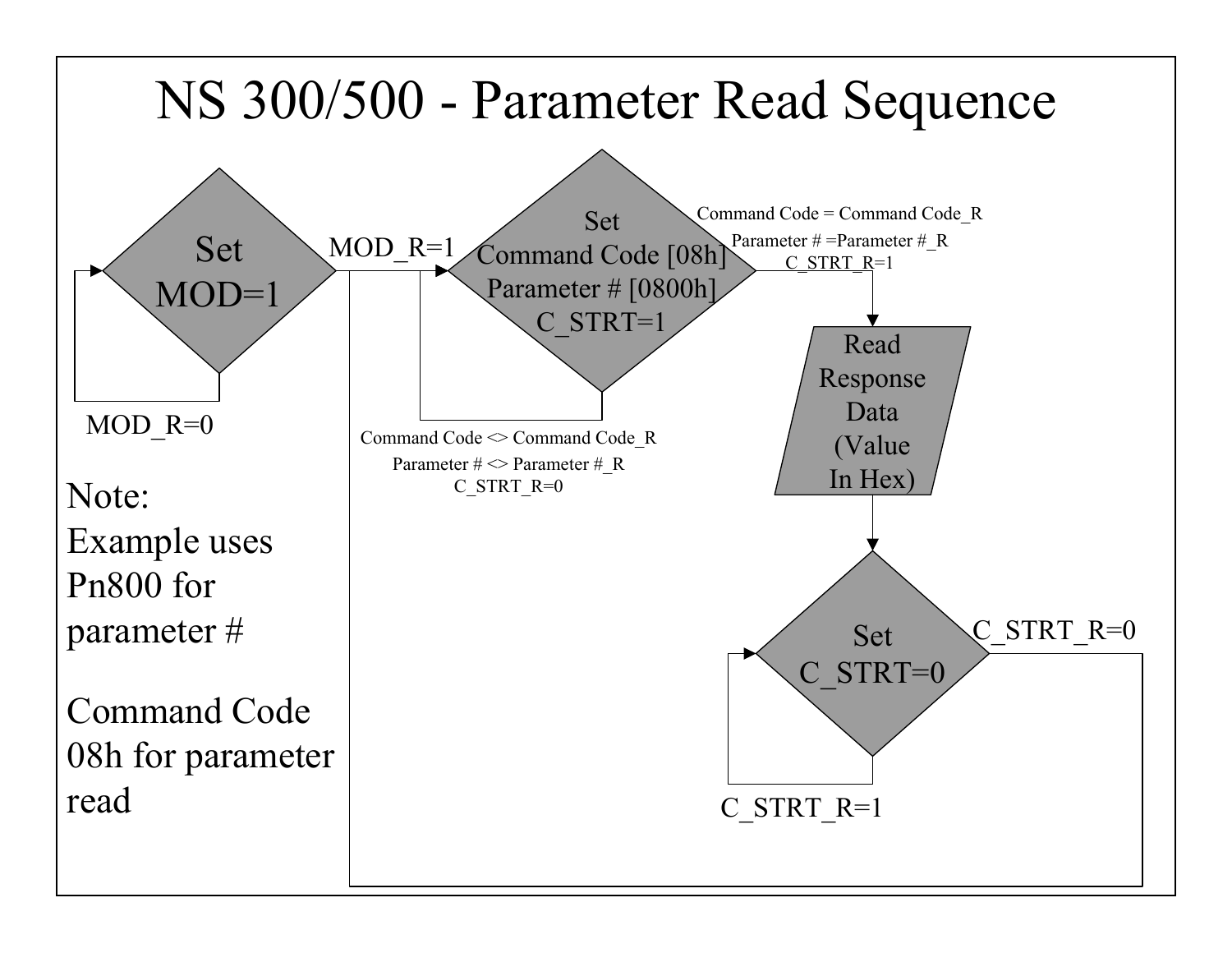# NS 300/500 - Parameter Read Sequence

Set MOD=1

MOD_R=0

MOD_R=1

Set Command Code [08h] Parameter # [0800h] C_STRT=1

Command Code <> Command Code_R
Parameter # <> Parameter #_R
C_STRT_R=0

Command Code = Command Code_R
Parameter # =Parameter #_R
C_STRT_R=1

Read Response Data (Value In Hex)

Set C_STRT=0

C_STRT_R=1

C_STRT_R=0

Note:
Example uses Pn800 for parameter #

Command Code 08h for parameter read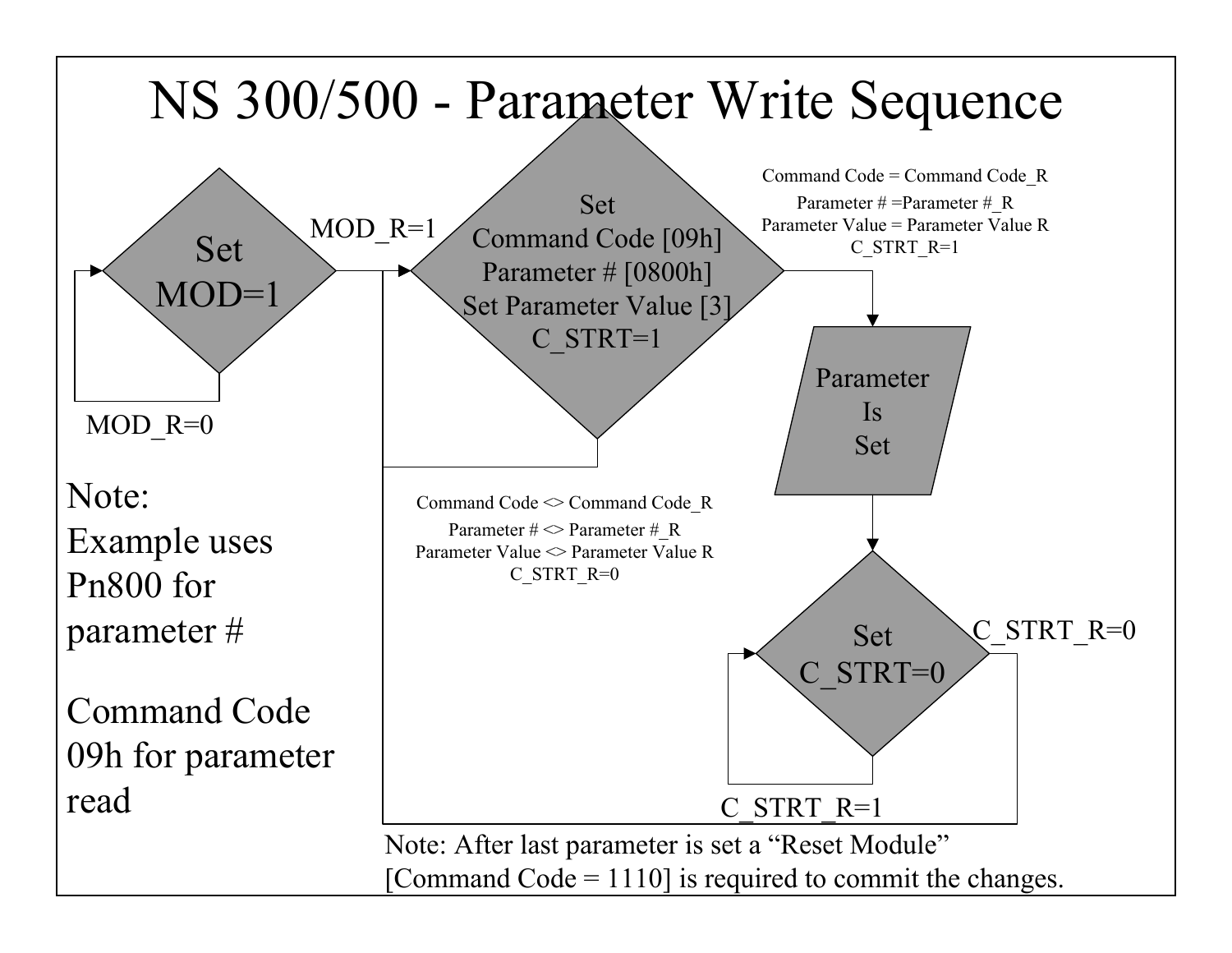# NS 300/500 - Parameter Write Sequence

Set MOD=1

MOD_R=0

MOD_R=1

Set Command Code [09h] Parameter # [0800h] Set Parameter Value [3] C_STRT=1

Command Code <> Command Code_R
Parameter # <> Parameter #_R
Parameter Value <> Parameter Value R
C_STRT_R=0

Command Code = Command Code_R
Parameter # =Parameter #_R
Parameter Value = Parameter Value R
C_STRT_R=1

Parameter Is Set

Set C_STRT=0

C_STRT_R=0

C_STRT_R=1

Note:
Example uses Pn800 for parameter #

Command Code 09h for parameter read

Note: After last parameter is set a "Reset Module" [Command Code = 1110] is required to commit the changes.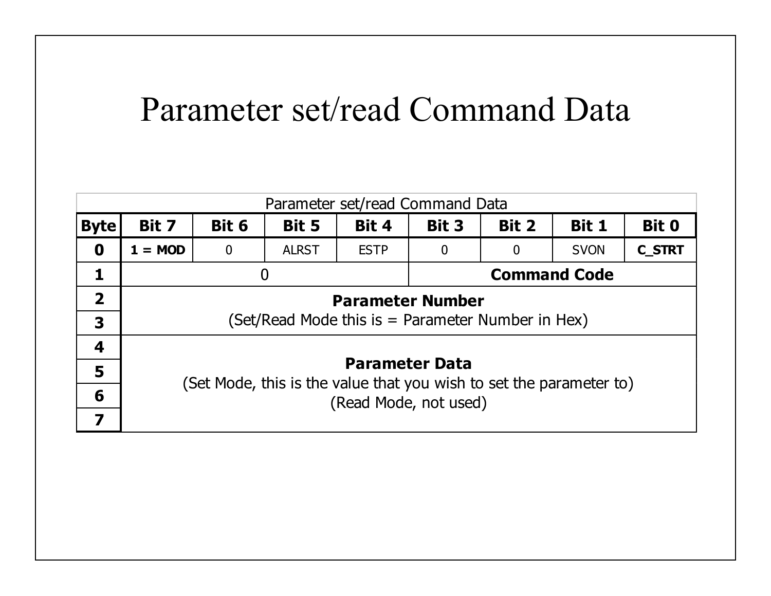# Parameter set/read Command Data

| Parameter set/read Command Data | | | | | | | | |
|---|---|---|---|---|---|---|---|---|
| **Byte** | **Bit 7** | **Bit 6** | **Bit 5** | **Bit 4** | **Bit 3** | **Bit 2** | **Bit 1** | **Bit 0** |
| **0** | **1 = MOD** | 0 | ALRST | ESTP | 0 | 0 | SVON | **C_STRT** |
| **1** | 0 | | | | **Command Code** | | | |
| **2** | **Parameter Number** (Set/Read Mode this is = Parameter Number in Hex) | | | | | | | |
| **3** | | | | | | | | |
| **4** | **Parameter Data** (Set Mode, this is the value that you wish to set the parameter to) (Read Mode, not used) | | | | | | | |
| **5** | | | | | | | | |
| **6** | | | | | | | | |
| **7** | | | | | | | | |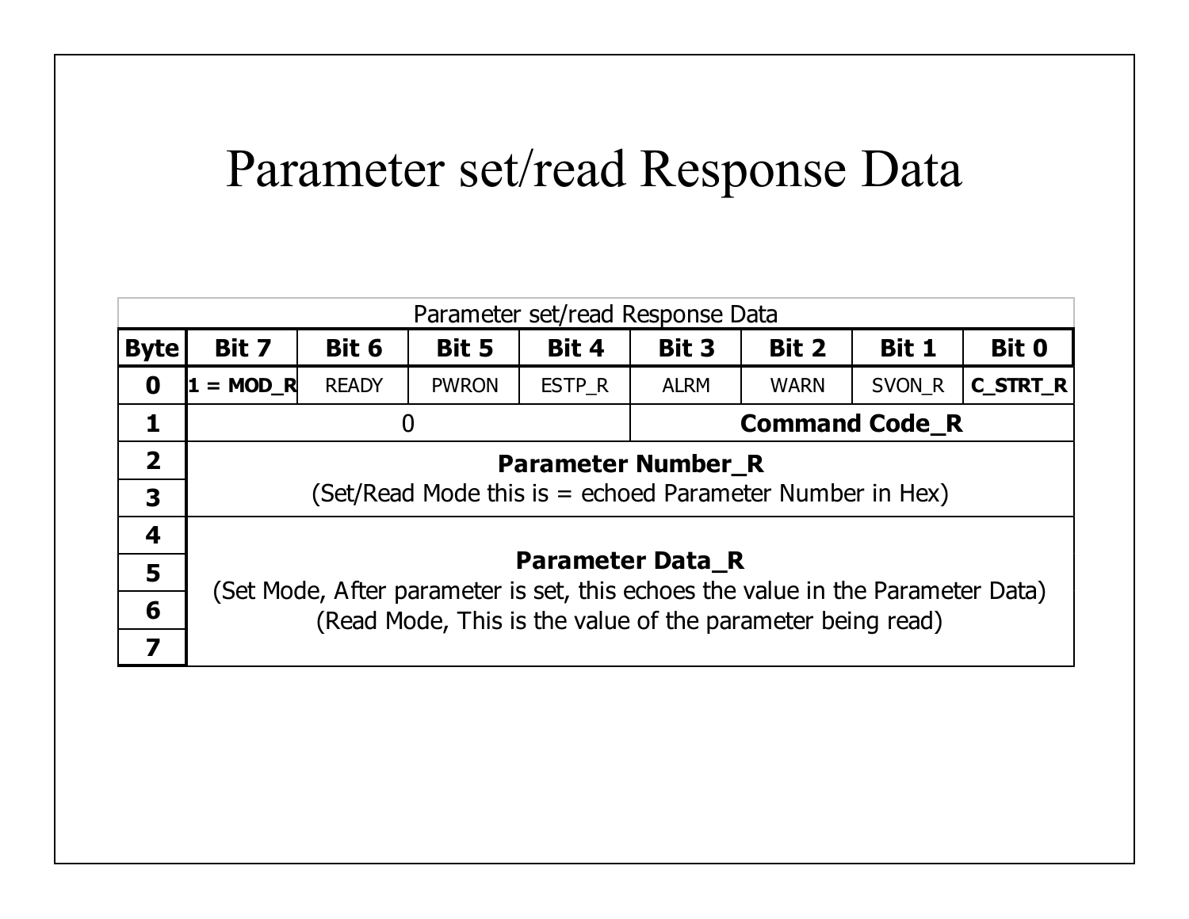# Parameter set/read Response Data

| Parameter set/read Response Data | | | | | | | | |
|---|---|---|---|---|---|---|---|---|
| **Byte** | **Bit 7** | **Bit 6** | **Bit 5** | **Bit 4** | **Bit 3** | **Bit 2** | **Bit 1** | **Bit 0** |
| **0** | **1 = MOD_R** | READY | PWRON | ESTP_R | ALRM | WARN | SVON_R | **C_STRT_R** |
| **1** | 0 | | | | **Command Code_R** | | | |
| **2** | **Parameter Number_R** (Set/Read Mode this is = echoed Parameter Number in Hex) | | | | | | | |
| **3** | | | | | | | | |
| **4** | **Parameter Data_R** (Set Mode, After parameter is set, this echoes the value in the Parameter Data) (Read Mode, This is the value of the parameter being read) | | | | | | | |
| **5** | | | | | | | | |
| **6** | | | | | | | | |
| **7** | | | | | | | | |